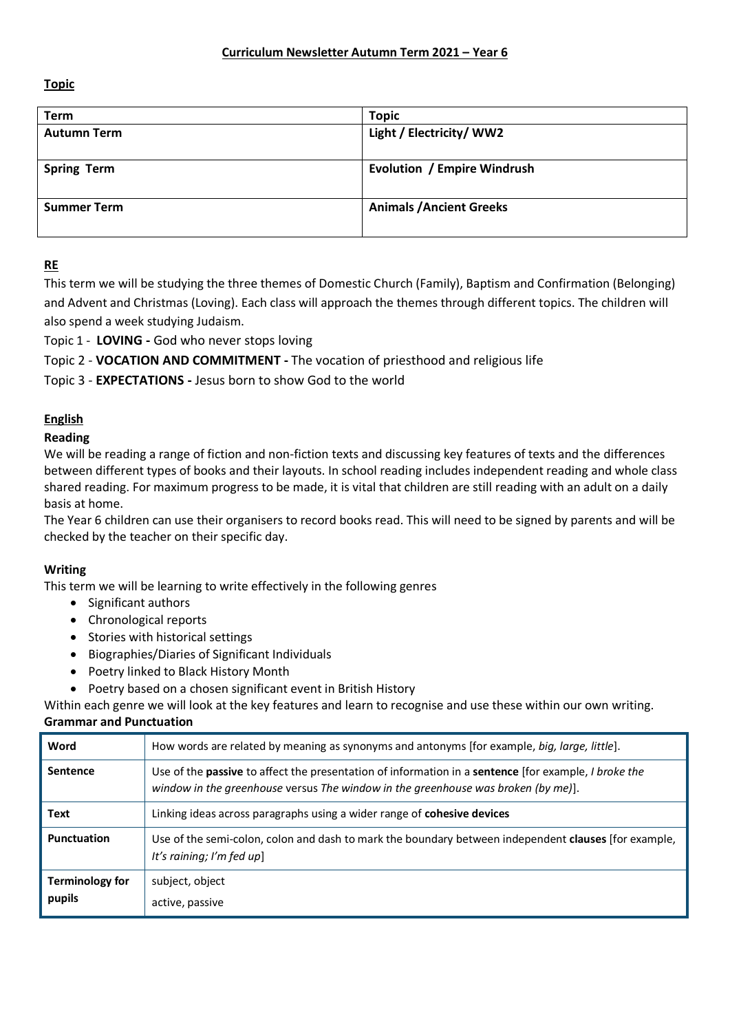# Curriculum Newsletter Autumn Term 2021 – Year 6

## Topic

| Term | Topic |
|---|---|
| **Autumn Term** | **Light / Electricity/ WW2** |
| **Spring Term** | **Evolution / Empire Windrush** |
| **Summer Term** | **Animals /Ancient Greeks** |

## RE

This term we will be studying the three themes of Domestic Church (Family), Baptism and Confirmation (Belonging) and Advent and Christmas (Loving). Each class will approach the themes through different topics. The children will also spend a week studying Judaism.

Topic 1 - **LOVING -** God who never stops loving

Topic 2 - **VOCATION AND COMMITMENT -** The vocation of priesthood and religious life

Topic 3 - **EXPECTATIONS -** Jesus born to show God to the world

## English

### Reading

We will be reading a range of fiction and non-fiction texts and discussing key features of texts and the differences between different types of books and their layouts. In school reading includes independent reading and whole class shared reading. For maximum progress to be made, it is vital that children are still reading with an adult on a daily basis at home.

The Year 6 children can use their organisers to record books read. This will need to be signed by parents and will be checked by the teacher on their specific day.

### Writing

This term we will be learning to write effectively in the following genres

- Significant authors
- Chronological reports
- Stories with historical settings
- Biographies/Diaries of Significant Individuals
- Poetry linked to Black History Month
- Poetry based on a chosen significant event in British History

Within each genre we will look at the key features and learn to recognise and use these within our own writing.

### Grammar and Punctuation

| | |
|---|---|
| **Word** | How words are related by meaning as synonyms and antonyms [for example, *big, large, little*]. |
| **Sentence** | Use of the **passive** to affect the presentation of information in a **sentence** [for example, *I broke the window in the greenhouse* versus *The window in the greenhouse was broken (by me)*]. |
| **Text** | Linking ideas across paragraphs using a wider range of **cohesive devices** |
| **Punctuation** | Use of the semi-colon, colon and dash to mark the boundary between independent **clauses** [for example, *It's raining; I'm fed up*] |
| **Terminology for pupils** | subject, object<br>active, passive |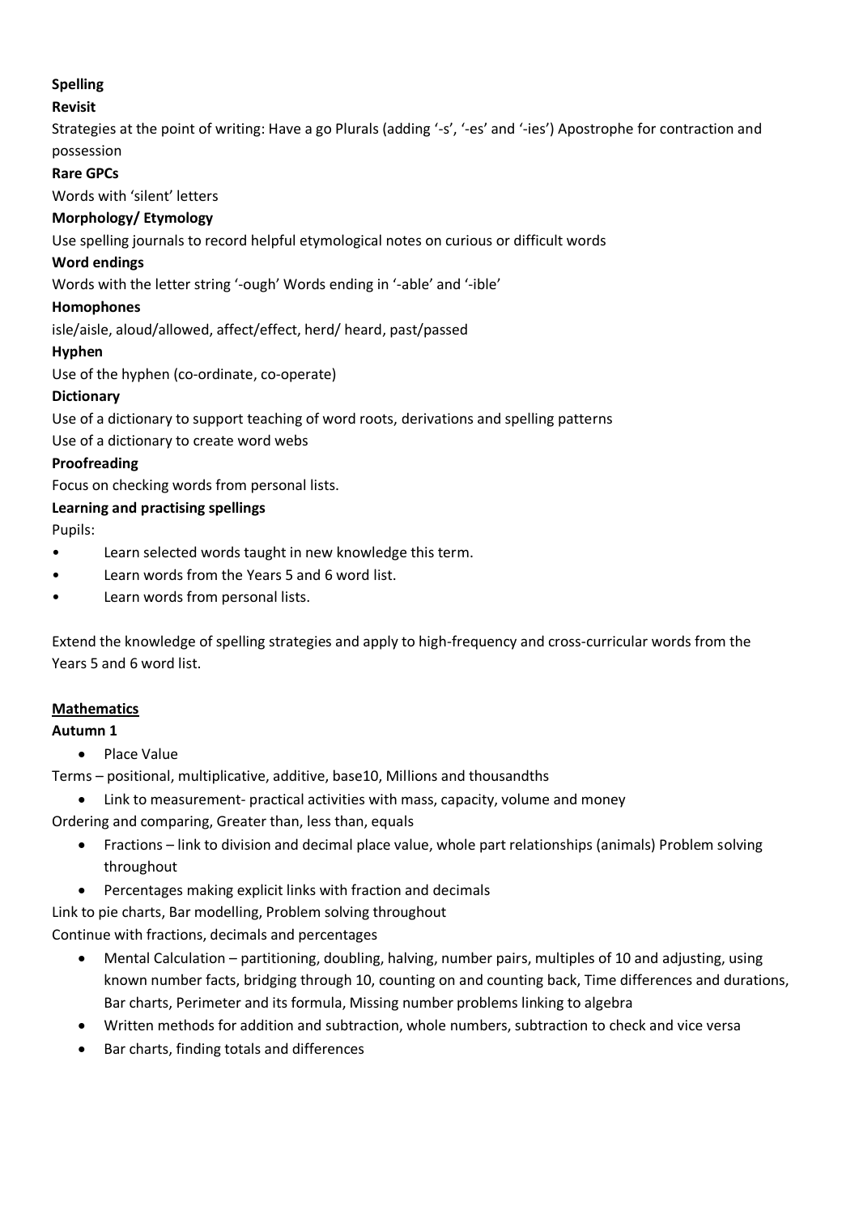**Spelling**

**Revisit**

Strategies at the point of writing: Have a go Plurals (adding '-s', '-es' and '-ies') Apostrophe for contraction and possession

**Rare GPCs**

Words with 'silent' letters

**Morphology/ Etymology**

Use spelling journals to record helpful etymological notes on curious or difficult words

**Word endings**

Words with the letter string '-ough' Words ending in '-able' and '-ible'

**Homophones**

isle/aisle, aloud/allowed, affect/effect, herd/ heard, past/passed

**Hyphen**

Use of the hyphen (co-ordinate, co-operate)

**Dictionary**

Use of a dictionary to support teaching of word roots, derivations and spelling patterns

Use of a dictionary to create word webs

**Proofreading**

Focus on checking words from personal lists.

**Learning and practising spellings**

Pupils:

- Learn selected words taught in new knowledge this term.
- Learn words from the Years 5 and 6 word list.
- Learn words from personal lists.

Extend the knowledge of spelling strategies and apply to high-frequency and cross-curricular words from the Years 5 and 6 word list.

**Mathematics**

**Autumn 1**

- Place Value

Terms – positional, multiplicative, additive, base10, Millions and thousandths

- Link to measurement- practical activities with mass, capacity, volume and money

Ordering and comparing, Greater than, less than, equals

- Fractions – link to division and decimal place value, whole part relationships (animals) Problem solving throughout
- Percentages making explicit links with fraction and decimals

Link to pie charts, Bar modelling, Problem solving throughout

Continue with fractions, decimals and percentages

- Mental Calculation – partitioning, doubling, halving, number pairs, multiples of 10 and adjusting, using known number facts, bridging through 10, counting on and counting back, Time differences and durations, Bar charts, Perimeter and its formula, Missing number problems linking to algebra
- Written methods for addition and subtraction, whole numbers, subtraction to check and vice versa
- Bar charts, finding totals and differences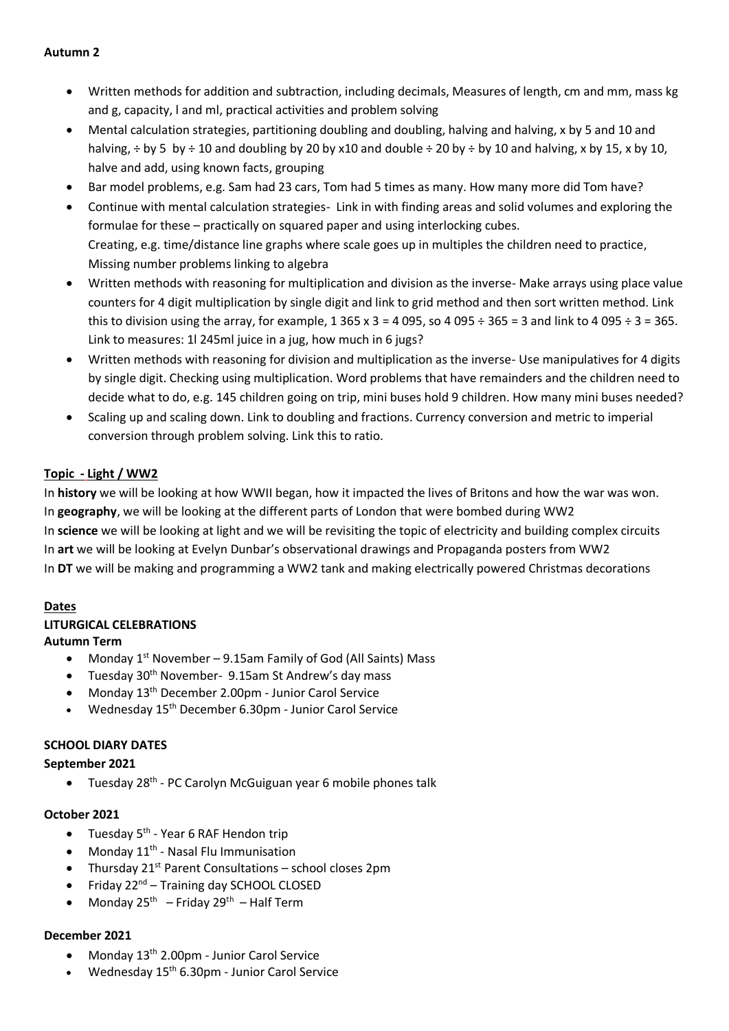**Autumn 2**

- Written methods for addition and subtraction, including decimals, Measures of length, cm and mm, mass kg and g, capacity, l and ml, practical activities and problem solving
- Mental calculation strategies, partitioning doubling and doubling, halving and halving, x by 5 and 10 and halving, ÷ by 5 by ÷ 10 and doubling by 20 by x10 and double ÷ 20 by ÷ by 10 and halving, x by 15, x by 10, halve and add, using known facts, grouping
- Bar model problems, e.g. Sam had 23 cars, Tom had 5 times as many. How many more did Tom have?
- Continue with mental calculation strategies- Link in with finding areas and solid volumes and exploring the formulae for these – practically on squared paper and using interlocking cubes.
  Creating, e.g. time/distance line graphs where scale goes up in multiples the children need to practice, Missing number problems linking to algebra
- Written methods with reasoning for multiplication and division as the inverse- Make arrays using place value counters for 4 digit multiplication by single digit and link to grid method and then sort written method. Link this to division using the array, for example, 1 365 x 3 = 4 095, so 4 095 ÷ 365 = 3 and link to 4 095 ÷ 3 = 365. Link to measures: 1l 245ml juice in a jug, how much in 6 jugs?
- Written methods with reasoning for division and multiplication as the inverse- Use manipulatives for 4 digits by single digit. Checking using multiplication. Word problems that have remainders and the children need to decide what to do, e.g. 145 children going on trip, mini buses hold 9 children. How many mini buses needed?
- Scaling up and scaling down. Link to doubling and fractions. Currency conversion and metric to imperial conversion through problem solving. Link this to ratio.

**Topic - Light / WW2**

In **history** we will be looking at how WWII began, how it impacted the lives of Britons and how the war was won.
In **geography**, we will be looking at the different parts of London that were bombed during WW2
In **science** we will be looking at light and we will be revisiting the topic of electricity and building complex circuits
In **art** we will be looking at Evelyn Dunbar's observational drawings and Propaganda posters from WW2
In **DT** we will be making and programming a WW2 tank and making electrically powered Christmas decorations

**Dates**

**LITURGICAL CELEBRATIONS**

**Autumn Term**

- Monday 1st November – 9.15am Family of God (All Saints) Mass
- Tuesday 30th November- 9.15am St Andrew's day mass
- Monday 13th December 2.00pm - Junior Carol Service
- Wednesday 15th December 6.30pm - Junior Carol Service

**SCHOOL DIARY DATES**

**September 2021**

- Tuesday 28th - PC Carolyn McGuiguan year 6 mobile phones talk

**October 2021**

- Tuesday 5th - Year 6 RAF Hendon trip
- Monday 11th - Nasal Flu Immunisation
- Thursday 21st Parent Consultations – school closes 2pm
- Friday 22nd – Training day SCHOOL CLOSED
- Monday 25th – Friday 29th – Half Term

**December 2021**

- Monday 13th 2.00pm - Junior Carol Service
- Wednesday 15th 6.30pm - Junior Carol Service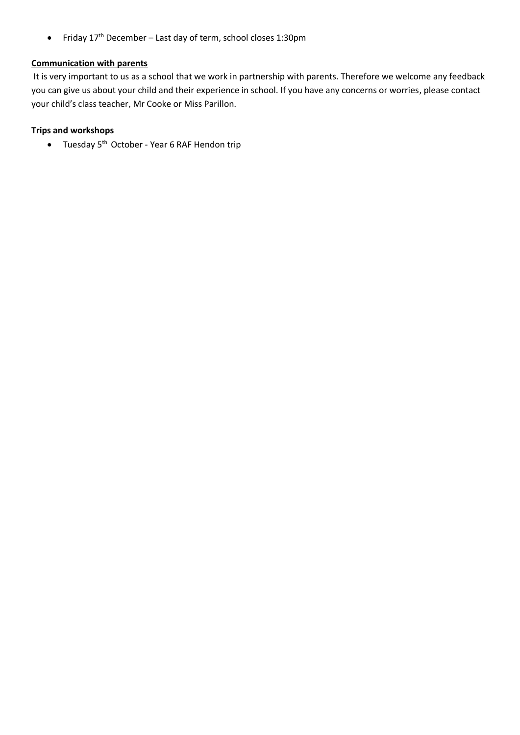- Friday 17th December – Last day of term, school closes 1:30pm

**Communication with parents**

It is very important to us as a school that we work in partnership with parents. Therefore we welcome any feedback you can give us about your child and their experience in school. If you have any concerns or worries, please contact your child's class teacher, Mr Cooke or Miss Parillon.

**Trips and workshops**

- Tuesday 5th October - Year 6 RAF Hendon trip